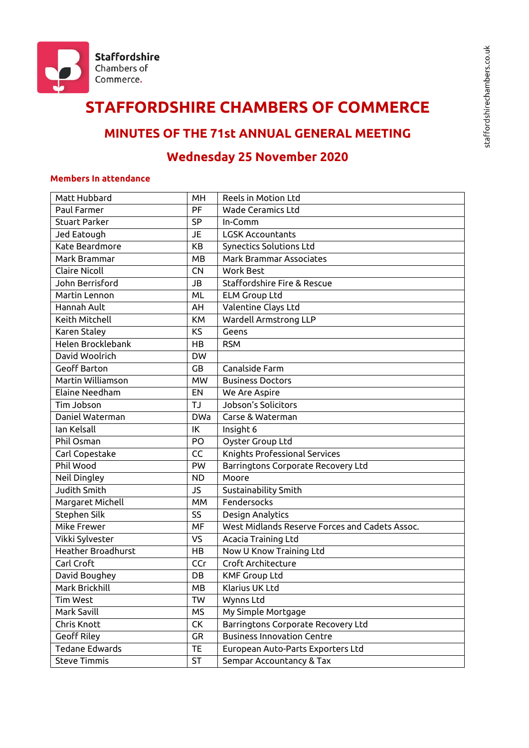# STAFFORDSHIRE CHAMBERS OF COMMERCE

## MINUTES OF THE 71st ANNUAL GENERAL MEETING

## Wednesday 25 November 2020

### Members In attendance

| | | |
|---|---|---|
| Matt Hubbard | MH | Reels in Motion Ltd |
| Paul Farmer | PF | Wade Ceramics Ltd |
| Stuart Parker | SP | In-Comm |
| Jed Eatough | JE | LGSK Accountants |
| Kate Beardmore | KB | Synectics Solutions Ltd |
| Mark Brammar | MB | Mark Brammar Associates |
| Claire Nicoll | CN | Work Best |
| John Berrisford | JB | Staffordshire Fire & Rescue |
| Martin Lennon | ML | ELM Group Ltd |
| Hannah Ault | AH | Valentine Clays Ltd |
| Keith Mitchell | KM | Wardell Armstrong LLP |
| Karen Staley | KS | Geens |
| Helen Brocklebank | HB | RSM |
| David Woolrich | DW | |
| Geoff Barton | GB | Canalside Farm |
| Martin Williamson | MW | Business Doctors |
| Elaine Needham | EN | We Are Aspire |
| Tim Jobson | TJ | Jobson's Solicitors |
| Daniel Waterman | DWa | Carse & Waterman |
| Ian Kelsall | IK | Insight 6 |
| Phil Osman | PO | Oyster Group Ltd |
| Carl Copestake | CC | Knights Professional Services |
| Phil Wood | PW | Barringtons Corporate Recovery Ltd |
| Neil Dingley | ND | Moore |
| Judith Smith | JS | Sustainability Smith |
| Margaret Michell | MM | Fendersocks |
| Stephen Silk | SS | Design Analytics |
| Mike Frewer | MF | West Midlands Reserve Forces and Cadets Assoc. |
| Vikki Sylvester | VS | Acacia Training Ltd |
| Heather Broadhurst | HB | Now U Know Training Ltd |
| Carl Croft | CCr | Croft Architecture |
| David Boughey | DB | KMF Group Ltd |
| Mark Brickhill | MB | Klarius UK Ltd |
| Tim West | TW | Wynns Ltd |
| Mark Savill | MS | My Simple Mortgage |
| Chris Knott | CK | Barringtons Corporate Recovery Ltd |
| Geoff Riley | GR | Business Innovation Centre |
| Tedane Edwards | TE | European Auto-Parts Exporters Ltd |
| Steve Timmis | ST | Sempar Accountancy & Tax |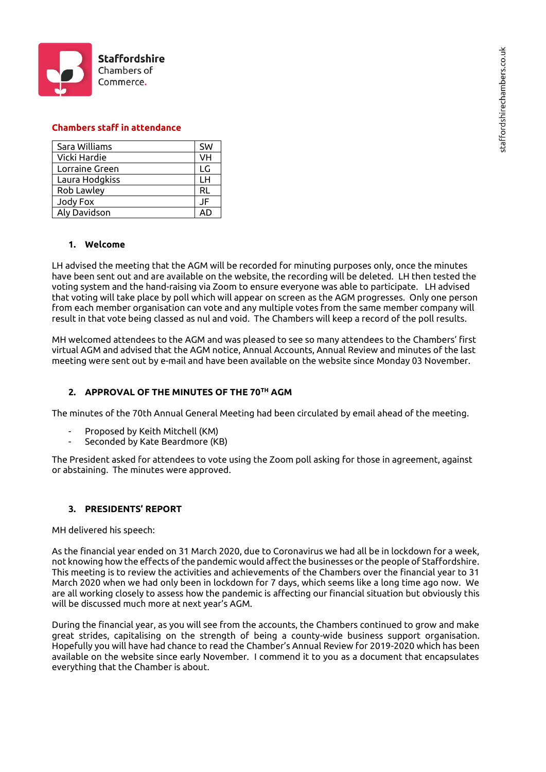## Chambers staff in attendance

| | |
|---|---|
| Sara Williams | SW |
| Vicki Hardie | VH |
| Lorraine Green | LG |
| Laura Hodgkiss | LH |
| Rob Lawley | RL |
| Jody Fox | JF |
| Aly Davidson | AD |

### 1. Welcome

LH advised the meeting that the AGM will be recorded for minuting purposes only, once the minutes have been sent out and are available on the website, the recording will be deleted. LH then tested the voting system and the hand-raising via Zoom to ensure everyone was able to participate. LH advised that voting will take place by poll which will appear on screen as the AGM progresses. Only one person from each member organisation can vote and any multiple votes from the same member company will result in that vote being classed as nul and void. The Chambers will keep a record of the poll results.

MH welcomed attendees to the AGM and was pleased to see so many attendees to the Chambers' first virtual AGM and advised that the AGM notice, Annual Accounts, Annual Review and minutes of the last meeting were sent out by e-mail and have been available on the website since Monday 03 November.

### 2. APPROVAL OF THE MINUTES OF THE 70TH AGM

The minutes of the 70th Annual General Meeting had been circulated by email ahead of the meeting.

- Proposed by Keith Mitchell (KM)
- Seconded by Kate Beardmore (KB)

The President asked for attendees to vote using the Zoom poll asking for those in agreement, against or abstaining. The minutes were approved.

### 3. PRESIDENTS' REPORT

MH delivered his speech:

As the financial year ended on 31 March 2020, due to Coronavirus we had all be in lockdown for a week, not knowing how the effects of the pandemic would affect the businesses or the people of Staffordshire. This meeting is to review the activities and achievements of the Chambers over the financial year to 31 March 2020 when we had only been in lockdown for 7 days, which seems like a long time ago now. We are all working closely to assess how the pandemic is affecting our financial situation but obviously this will be discussed much more at next year's AGM.

During the financial year, as you will see from the accounts, the Chambers continued to grow and make great strides, capitalising on the strength of being a county-wide business support organisation. Hopefully you will have had chance to read the Chamber's Annual Review for 2019-2020 which has been available on the website since early November. I commend it to you as a document that encapsulates everything that the Chamber is about.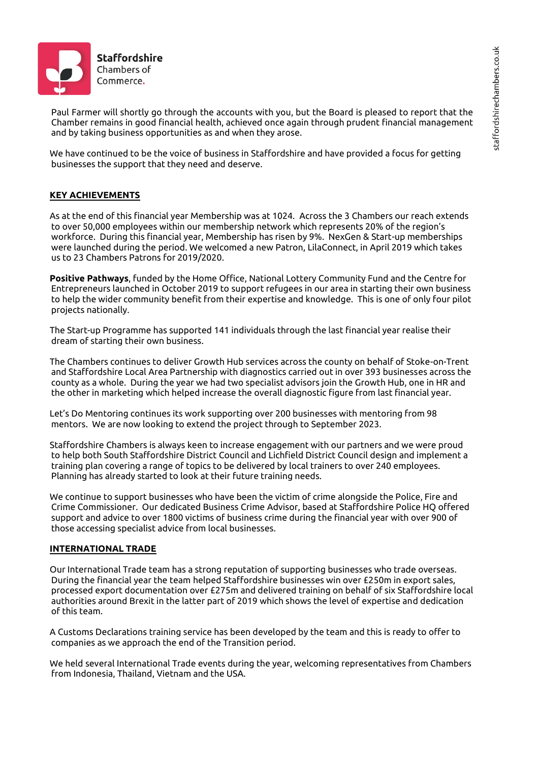Paul Farmer will shortly go through the accounts with you, but the Board is pleased to report that the Chamber remains in good financial health, achieved once again through prudent financial management and by taking business opportunities as and when they arose.

We have continued to be the voice of business in Staffordshire and have provided a focus for getting businesses the support that they need and deserve.

**KEY ACHIEVEMENTS**

As at the end of this financial year Membership was at 1024. Across the 3 Chambers our reach extends to over 50,000 employees within our membership network which represents 20% of the region's workforce. During this financial year, Membership has risen by 9%. NexGen & Start-up memberships were launched during the period. We welcomed a new Patron, LilaConnect, in April 2019 which takes us to 23 Chambers Patrons for 2019/2020.

**Positive Pathways**, funded by the Home Office, National Lottery Community Fund and the Centre for Entrepreneurs launched in October 2019 to support refugees in our area in starting their own business to help the wider community benefit from their expertise and knowledge. This is one of only four pilot projects nationally.

The Start-up Programme has supported 141 individuals through the last financial year realise their dream of starting their own business.

The Chambers continues to deliver Growth Hub services across the county on behalf of Stoke-on-Trent and Staffordshire Local Area Partnership with diagnostics carried out in over 393 businesses across the county as a whole. During the year we had two specialist advisors join the Growth Hub, one in HR and the other in marketing which helped increase the overall diagnostic figure from last financial year.

Let's Do Mentoring continues its work supporting over 200 businesses with mentoring from 98 mentors. We are now looking to extend the project through to September 2023.

Staffordshire Chambers is always keen to increase engagement with our partners and we were proud to help both South Staffordshire District Council and Lichfield District Council design and implement a training plan covering a range of topics to be delivered by local trainers to over 240 employees. Planning has already started to look at their future training needs.

We continue to support businesses who have been the victim of crime alongside the Police, Fire and Crime Commissioner. Our dedicated Business Crime Advisor, based at Staffordshire Police HQ offered support and advice to over 1800 victims of business crime during the financial year with over 900 of those accessing specialist advice from local businesses.

**INTERNATIONAL TRADE**

Our International Trade team has a strong reputation of supporting businesses who trade overseas. During the financial year the team helped Staffordshire businesses win over £250m in export sales, processed export documentation over £275m and delivered training on behalf of six Staffordshire local authorities around Brexit in the latter part of 2019 which shows the level of expertise and dedication of this team.

A Customs Declarations training service has been developed by the team and this is ready to offer to companies as we approach the end of the Transition period.

We held several International Trade events during the year, welcoming representatives from Chambers from Indonesia, Thailand, Vietnam and the USA.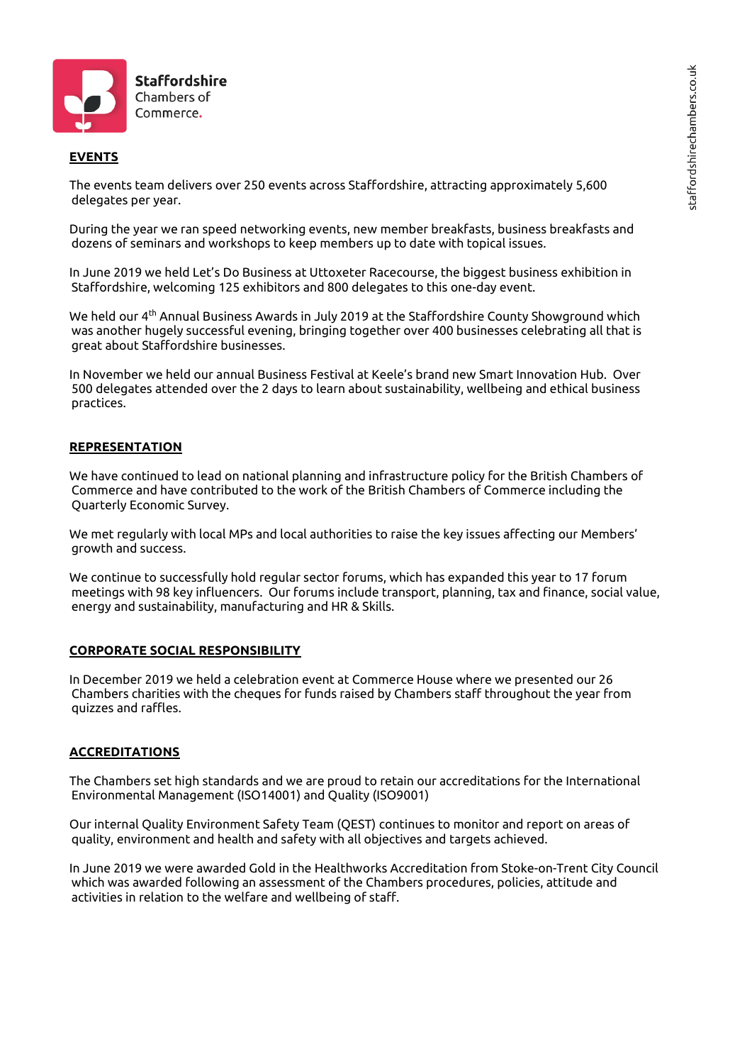## EVENTS

The events team delivers over 250 events across Staffordshire, attracting approximately 5,600 delegates per year.

During the year we ran speed networking events, new member breakfasts, business breakfasts and dozens of seminars and workshops to keep members up to date with topical issues.

In June 2019 we held Let's Do Business at Uttoxeter Racecourse, the biggest business exhibition in Staffordshire, welcoming 125 exhibitors and 800 delegates to this one-day event.

We held our 4th Annual Business Awards in July 2019 at the Staffordshire County Showground which was another hugely successful evening, bringing together over 400 businesses celebrating all that is great about Staffordshire businesses.

In November we held our annual Business Festival at Keele's brand new Smart Innovation Hub. Over 500 delegates attended over the 2 days to learn about sustainability, wellbeing and ethical business practices.

## REPRESENTATION

We have continued to lead on national planning and infrastructure policy for the British Chambers of Commerce and have contributed to the work of the British Chambers of Commerce including the Quarterly Economic Survey.

We met regularly with local MPs and local authorities to raise the key issues affecting our Members' growth and success.

We continue to successfully hold regular sector forums, which has expanded this year to 17 forum meetings with 98 key influencers. Our forums include transport, planning, tax and finance, social value, energy and sustainability, manufacturing and HR & Skills.

## CORPORATE SOCIAL RESPONSIBILITY

In December 2019 we held a celebration event at Commerce House where we presented our 26 Chambers charities with the cheques for funds raised by Chambers staff throughout the year from quizzes and raffles.

## ACCREDITATIONS

The Chambers set high standards and we are proud to retain our accreditations for the International Environmental Management (ISO14001) and Quality (ISO9001)

Our internal Quality Environment Safety Team (QEST) continues to monitor and report on areas of quality, environment and health and safety with all objectives and targets achieved.

In June 2019 we were awarded Gold in the Healthworks Accreditation from Stoke-on-Trent City Council which was awarded following an assessment of the Chambers procedures, policies, attitude and activities in relation to the welfare and wellbeing of staff.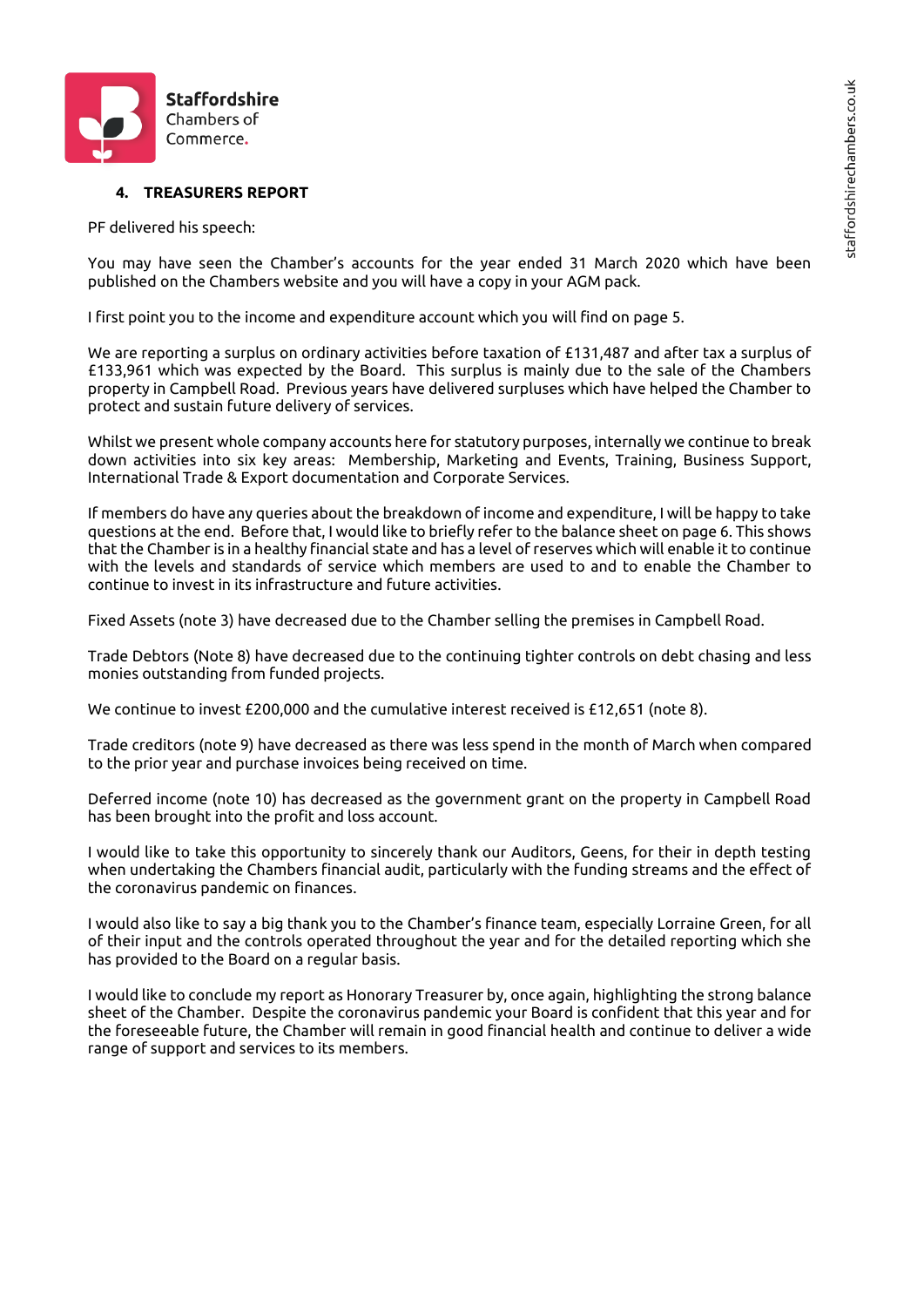## 4. TREASURERS REPORT

PF delivered his speech:

You may have seen the Chamber's accounts for the year ended 31 March 2020 which have been published on the Chambers website and you will have a copy in your AGM pack.

I first point you to the income and expenditure account which you will find on page 5.

We are reporting a surplus on ordinary activities before taxation of £131,487 and after tax a surplus of £133,961 which was expected by the Board. This surplus is mainly due to the sale of the Chambers property in Campbell Road. Previous years have delivered surpluses which have helped the Chamber to protect and sustain future delivery of services.

Whilst we present whole company accounts here for statutory purposes, internally we continue to break down activities into six key areas: Membership, Marketing and Events, Training, Business Support, International Trade & Export documentation and Corporate Services.

If members do have any queries about the breakdown of income and expenditure, I will be happy to take questions at the end. Before that, I would like to briefly refer to the balance sheet on page 6. This shows that the Chamber is in a healthy financial state and has a level of reserves which will enable it to continue with the levels and standards of service which members are used to and to enable the Chamber to continue to invest in its infrastructure and future activities.

Fixed Assets (note 3) have decreased due to the Chamber selling the premises in Campbell Road.

Trade Debtors (Note 8) have decreased due to the continuing tighter controls on debt chasing and less monies outstanding from funded projects.

We continue to invest £200,000 and the cumulative interest received is £12,651 (note 8).

Trade creditors (note 9) have decreased as there was less spend in the month of March when compared to the prior year and purchase invoices being received on time.

Deferred income (note 10) has decreased as the government grant on the property in Campbell Road has been brought into the profit and loss account.

I would like to take this opportunity to sincerely thank our Auditors, Geens, for their in depth testing when undertaking the Chambers financial audit, particularly with the funding streams and the effect of the coronavirus pandemic on finances.

I would also like to say a big thank you to the Chamber's finance team, especially Lorraine Green, for all of their input and the controls operated throughout the year and for the detailed reporting which she has provided to the Board on a regular basis.

I would like to conclude my report as Honorary Treasurer by, once again, highlighting the strong balance sheet of the Chamber. Despite the coronavirus pandemic your Board is confident that this year and for the foreseeable future, the Chamber will remain in good financial health and continue to deliver a wide range of support and services to its members.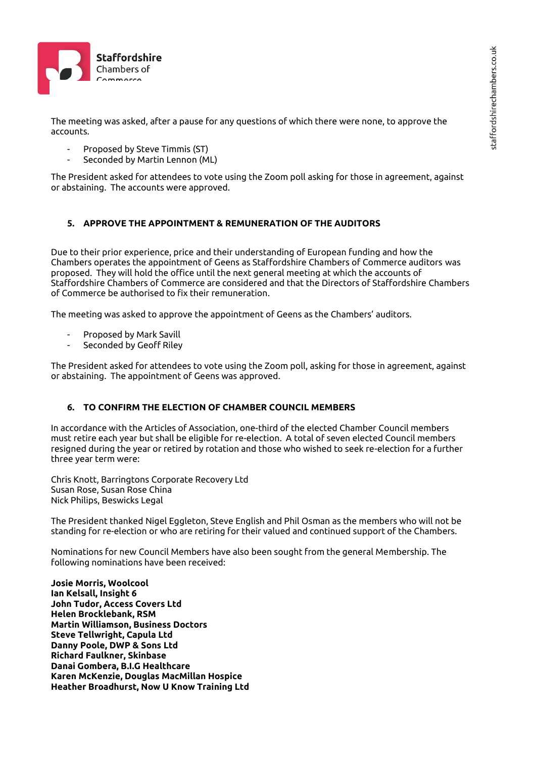The meeting was asked, after a pause for any questions of which there were none, to approve the accounts.

- Proposed by Steve Timmis (ST)
- Seconded by Martin Lennon (ML)

The President asked for attendees to vote using the Zoom poll asking for those in agreement, against or abstaining. The accounts were approved.

## 5. APPROVE THE APPOINTMENT & REMUNERATION OF THE AUDITORS

Due to their prior experience, price and their understanding of European funding and how the Chambers operates the appointment of Geens as Staffordshire Chambers of Commerce auditors was proposed. They will hold the office until the next general meeting at which the accounts of Staffordshire Chambers of Commerce are considered and that the Directors of Staffordshire Chambers of Commerce be authorised to fix their remuneration.

The meeting was asked to approve the appointment of Geens as the Chambers' auditors.

- Proposed by Mark Savill
- Seconded by Geoff Riley

The President asked for attendees to vote using the Zoom poll, asking for those in agreement, against or abstaining. The appointment of Geens was approved.

## 6. TO CONFIRM THE ELECTION OF CHAMBER COUNCIL MEMBERS

In accordance with the Articles of Association, one-third of the elected Chamber Council members must retire each year but shall be eligible for re-election. A total of seven elected Council members resigned during the year or retired by rotation and those who wished to seek re-election for a further three year term were:

Chris Knott, Barringtons Corporate Recovery Ltd
Susan Rose, Susan Rose China
Nick Philips, Beswicks Legal

The President thanked Nigel Eggleton, Steve English and Phil Osman as the members who will not be standing for re-election or who are retiring for their valued and continued support of the Chambers.

Nominations for new Council Members have also been sought from the general Membership. The following nominations have been received:

**Josie Morris, Woolcool**
**Ian Kelsall, Insight 6**
**John Tudor, Access Covers Ltd**
**Helen Brocklebank, RSM**
**Martin Williamson, Business Doctors**
**Steve Tellwright, Capula Ltd**
**Danny Poole, DWP & Sons Ltd**
**Richard Faulkner, Skinbase**
**Danai Gombera, B.I.G Healthcare**
**Karen McKenzie, Douglas MacMillan Hospice**
**Heather Broadhurst, Now U Know Training Ltd**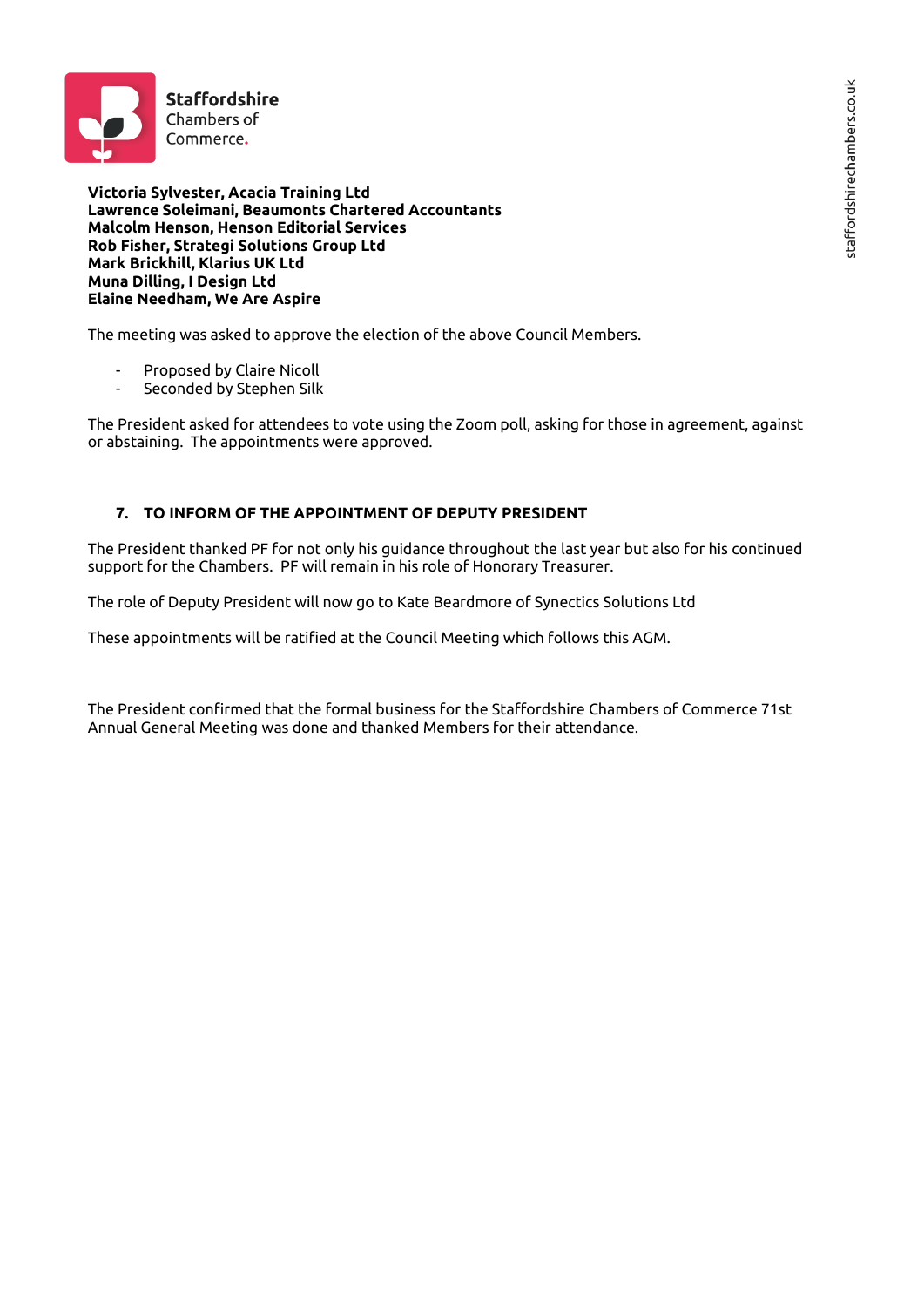**Victoria Sylvester, Acacia Training Ltd**
**Lawrence Soleimani, Beaumonts Chartered Accountants**
**Malcolm Henson, Henson Editorial Services**
**Rob Fisher, Strategi Solutions Group Ltd**
**Mark Brickhill, Klarius UK Ltd**
**Muna Dilling, I Design Ltd**
**Elaine Needham, We Are Aspire**

The meeting was asked to approve the election of the above Council Members.

- Proposed by Claire Nicoll
- Seconded by Stephen Silk

The President asked for attendees to vote using the Zoom poll, asking for those in agreement, against or abstaining. The appointments were approved.

### 7. TO INFORM OF THE APPOINTMENT OF DEPUTY PRESIDENT

The President thanked PF for not only his guidance throughout the last year but also for his continued support for the Chambers. PF will remain in his role of Honorary Treasurer.

The role of Deputy President will now go to Kate Beardmore of Synectics Solutions Ltd

These appointments will be ratified at the Council Meeting which follows this AGM.

The President confirmed that the formal business for the Staffordshire Chambers of Commerce 71st Annual General Meeting was done and thanked Members for their attendance.